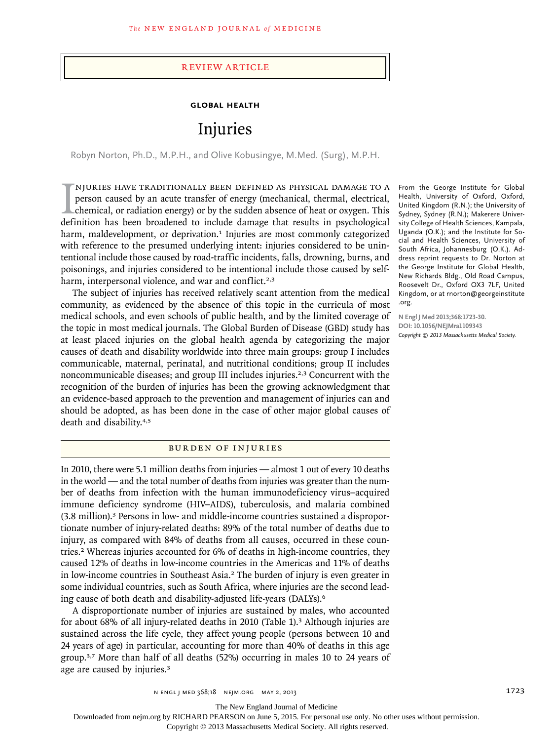REVIEW ARTICLE

**GLOBAL HEALTH**

# Injuries

Robyn Norton, Ph.D., M.P.H., and Olive Kobusingye, M.Med. (Surg), M.P.H.

From the George Institute for Global Health, University of Oxford, Oxford, United Kingdom (R.N.); the University of Sydney, Sydney (R.N.); Makerere University College of Health Sciences, Kampala, Uganda (O.K.); and the Institute for Social and Health Sciences, University of South Africa, Johannesburg (O.K.). Address reprint requests to Dr. Norton at the George Institute for Global Health, New Richards Bldg., Old Road Campus, Roosevelt Dr., Oxford OX3 7LF, United Kingdom, or at rnorton@georgeinstitute.org.

N Engl J Med 2013;368:1723-30.
DOI: 10.1056/NEJMra1109343
*Copyright © 2013 Massachusetts Medical Society.*

Injuries have traditionally been defined as physical damage to a person caused by an acute transfer of energy (mechanical, thermal, electrical, chemical, or radiation energy) or by the sudden absence of heat or oxygen. This definition has been broadened to include damage that results in psychological harm, maldevelopment, or deprivation.[1] Injuries are most commonly categorized with reference to the presumed underlying intent: injuries considered to be unintentional include those caused by road-traffic incidents, falls, drowning, burns, and poisonings, and injuries considered to be intentional include those caused by self-harm, interpersonal violence, and war and conflict.[2,3]

The subject of injuries has received relatively scant attention from the medical community, as evidenced by the absence of this topic in the curricula of most medical schools, and even schools of public health, and by the limited coverage of the topic in most medical journals. The Global Burden of Disease (GBD) study has at least placed injuries on the global health agenda by categorizing the major causes of death and disability worldwide into three main groups: group I includes communicable, maternal, perinatal, and nutritional conditions; group II includes noncommunicable diseases; and group III includes injuries.[2,3] Concurrent with the recognition of the burden of injuries has been the growing acknowledgment that an evidence-based approach to the prevention and management of injuries can and should be adopted, as has been done in the case of other major global causes of death and disability.[4,5]

## Burden of Injuries

In 2010, there were 5.1 million deaths from injuries — almost 1 out of every 10 deaths in the world — and the total number of deaths from injuries was greater than the number of deaths from infection with the human immunodeficiency virus–acquired immune deficiency syndrome (HIV–AIDS), tuberculosis, and malaria combined (3.8 million).[3] Persons in low- and middle-income countries sustained a disproportionate number of injury-related deaths: 89% of the total number of deaths due to injury, as compared with 84% of deaths from all causes, occurred in these countries.[2] Whereas injuries accounted for 6% of deaths in high-income countries, they caused 12% of deaths in low-income countries in the Americas and 11% of deaths in low-income countries in Southeast Asia.[2] The burden of injury is even greater in some individual countries, such as South Africa, where injuries are the second leading cause of both death and disability-adjusted life-years (DALYs).[6]

A disproportionate number of injuries are sustained by males, who accounted for about 68% of all injury-related deaths in 2010 (Table 1).[3] Although injuries are sustained across the life cycle, they affect young people (persons between 10 and 24 years of age) in particular, accounting for more than 40% of deaths in this age group.[3,7] More than half of all deaths (52%) occurring in males 10 to 24 years of age are caused by injuries.[3]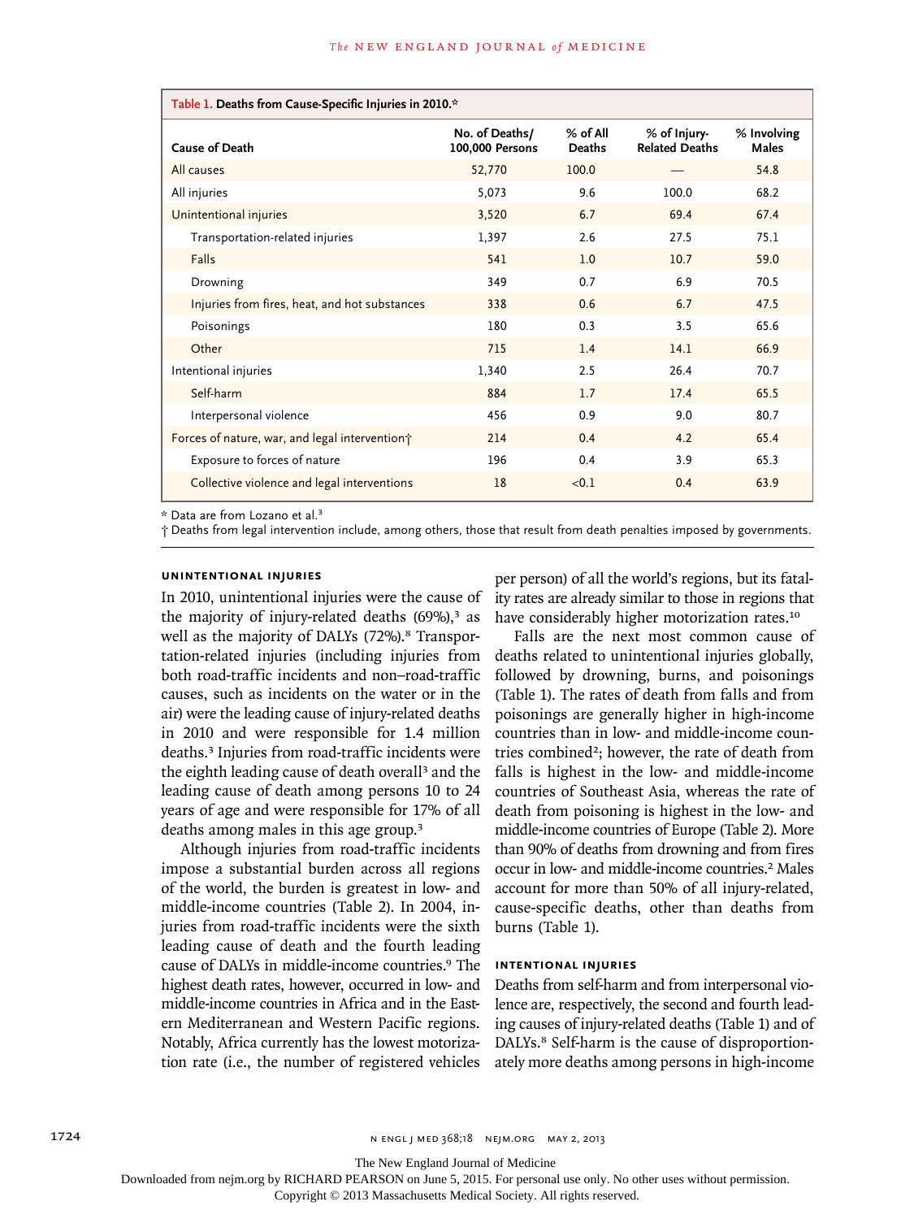| Table 1. Deaths from Cause-Specific Injuries in 2010.* | | | | |
|---|---|---|---|---|
| **Cause of Death** | **No. of Deaths/ 100,000 Persons** | **% of All Deaths** | **% of Injury-Related Deaths** | **% Involving Males** |
| All causes | 52,770 | 100.0 | — | 54.8 |
| All injuries | 5,073 | 9.6 | 100.0 | 68.2 |
| Unintentional injuries | 3,520 | 6.7 | 69.4 | 67.4 |
| Transportation-related injuries | 1,397 | 2.6 | 27.5 | 75.1 |
| Falls | 541 | 1.0 | 10.7 | 59.0 |
| Drowning | 349 | 0.7 | 6.9 | 70.5 |
| Injuries from fires, heat, and hot substances | 338 | 0.6 | 6.7 | 47.5 |
| Poisonings | 180 | 0.3 | 3.5 | 65.6 |
| Other | 715 | 1.4 | 14.1 | 66.9 |
| Intentional injuries | 1,340 | 2.5 | 26.4 | 70.7 |
| Self-harm | 884 | 1.7 | 17.4 | 65.5 |
| Interpersonal violence | 456 | 0.9 | 9.0 | 80.7 |
| Forces of nature, war, and legal intervention† | 214 | 0.4 | 4.2 | 65.4 |
| Exposure to forces of nature | 196 | 0.4 | 3.9 | 65.3 |
| Collective violence and legal interventions | 18 | <0.1 | 0.4 | 63.9 |

\* Data are from Lozano et al.[3]

† Deaths from legal intervention include, among others, those that result from death penalties imposed by governments.

## Unintentional Injuries

In 2010, unintentional injuries were the cause of the majority of injury-related deaths (69%),[3] as well as the majority of DALYs (72%).[8] Transportation-related injuries (including injuries from both road-traffic incidents and non–road-traffic causes, such as incidents on the water or in the air) were the leading cause of injury-related deaths in 2010 and were responsible for 1.4 million deaths.[3] Injuries from road-traffic incidents were the eighth leading cause of death overall[3] and the leading cause of death among persons 10 to 24 years of age and were responsible for 17% of all deaths among males in this age group.[3]

Although injuries from road-traffic incidents impose a substantial burden across all regions of the world, the burden is greatest in low- and middle-income countries (Table 2). In 2004, injuries from road-traffic incidents were the sixth leading cause of death and the fourth leading cause of DALYs in middle-income countries.[9] The highest death rates, however, occurred in low- and middle-income countries in Africa and in the Eastern Mediterranean and Western Pacific regions. Notably, Africa currently has the lowest motorization rate (i.e., the number of registered vehicles per person) of all the world's regions, but its fatality rates are already similar to those in regions that have considerably higher motorization rates.[10]

Falls are the next most common cause of deaths related to unintentional injuries globally, followed by drowning, burns, and poisonings (Table 1). The rates of death from falls and from poisonings are generally higher in high-income countries than in low- and middle-income countries combined[2]; however, the rate of death from falls is highest in the low- and middle-income countries of Southeast Asia, whereas the rate of death from poisoning is highest in the low- and middle-income countries of Europe (Table 2). More than 90% of deaths from drowning and from fires occur in low- and middle-income countries.[2] Males account for more than 50% of all injury-related, cause-specific deaths, other than deaths from burns (Table 1).

## Intentional Injuries

Deaths from self-harm and from interpersonal violence are, respectively, the second and fourth leading causes of injury-related deaths (Table 1) and of DALYs.[8] Self-harm is the cause of disproportionately more deaths among persons in high-income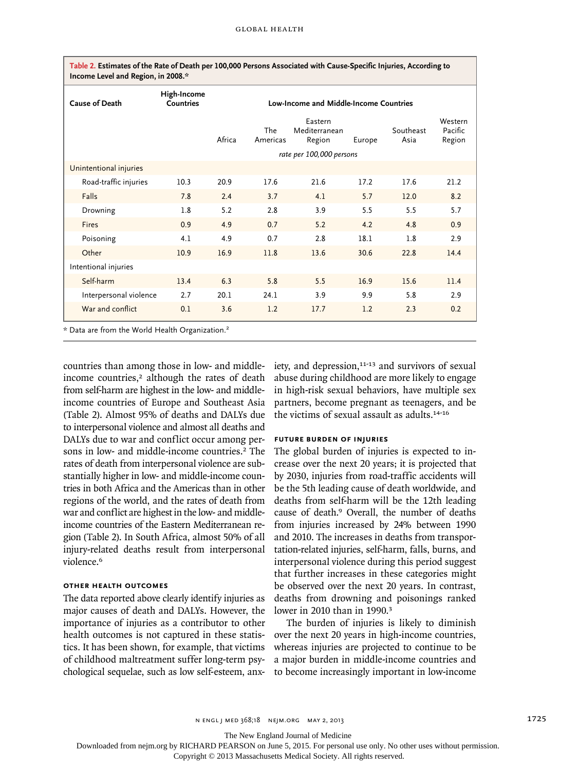**Table 2. Estimates of the Rate of Death per 100,000 Persons Associated with Cause-Specific Injuries, According to Income Level and Region, in 2008.***

| Cause of Death | High-Income Countries | Low-Income and Middle-Income Countries | | | | | |
|---|---|---|---|---|---|---|---|
| | | Africa | The Americas | Eastern Mediterranean Region | Europe | Southeast Asia | Western Pacific Region |
| | *rate per 100,000 persons* | | | | | | |
| Unintentional injuries | | | | | | | |
| Road-traffic injuries | 10.3 | 20.9 | 17.6 | 21.6 | 17.2 | 17.6 | 21.2 |
| Falls | 7.8 | 2.4 | 3.7 | 4.1 | 5.7 | 12.0 | 8.2 |
| Drowning | 1.8 | 5.2 | 2.8 | 3.9 | 5.5 | 5.5 | 5.7 |
| Fires | 0.9 | 4.9 | 0.7 | 5.2 | 4.2 | 4.8 | 0.9 |
| Poisoning | 4.1 | 4.9 | 0.7 | 2.8 | 18.1 | 1.8 | 2.9 |
| Other | 10.9 | 16.9 | 11.8 | 13.6 | 30.6 | 22.8 | 14.4 |
| Intentional injuries | | | | | | | |
| Self-harm | 13.4 | 6.3 | 5.8 | 5.5 | 16.9 | 15.6 | 11.4 |
| Interpersonal violence | 2.7 | 20.1 | 24.1 | 3.9 | 9.9 | 5.8 | 2.9 |
| War and conflict | 0.1 | 3.6 | 1.2 | 17.7 | 1.2 | 2.3 | 0.2 |

* Data are from the World Health Organization.[2]

countries than among those in low- and middle-income countries,[2] although the rates of death from self-harm are highest in the low- and middle-income countries of Europe and Southeast Asia (Table 2). Almost 95% of deaths and DALYs due to interpersonal violence and almost all deaths and DALYs due to war and conflict occur among persons in low- and middle-income countries.[2] The rates of death from interpersonal violence are substantially higher in low- and middle-income countries in both Africa and the Americas than in other regions of the world, and the rates of death from war and conflict are highest in the low- and middle-income countries of the Eastern Mediterranean region (Table 2). In South Africa, almost 50% of all injury-related deaths result from interpersonal violence.[6]

### OTHER HEALTH OUTCOMES

The data reported above clearly identify injuries as major causes of death and DALYs. However, the importance of injuries as a contributor to other health outcomes is not captured in these statistics. It has been shown, for example, that victims of childhood maltreatment suffer long-term psychological sequelae, such as low self-esteem, anxiety, and depression,[11-13] and survivors of sexual abuse during childhood are more likely to engage in high-risk sexual behaviors, have multiple sex partners, become pregnant as teenagers, and be the victims of sexual assault as adults.[14-16]

### FUTURE BURDEN OF INJURIES

The global burden of injuries is expected to increase over the next 20 years; it is projected that by 2030, injuries from road-traffic accidents will be the 5th leading cause of death worldwide, and deaths from self-harm will be the 12th leading cause of death.[9] Overall, the number of deaths from injuries increased by 24% between 1990 and 2010. The increases in deaths from transportation-related injuries, self-harm, falls, burns, and interpersonal violence during this period suggest that further increases in these categories might be observed over the next 20 years. In contrast, deaths from drowning and poisonings ranked lower in 2010 than in 1990.[3]

The burden of injuries is likely to diminish over the next 20 years in high-income countries, whereas injuries are projected to continue to be a major burden in middle-income countries and to become increasingly important in low-income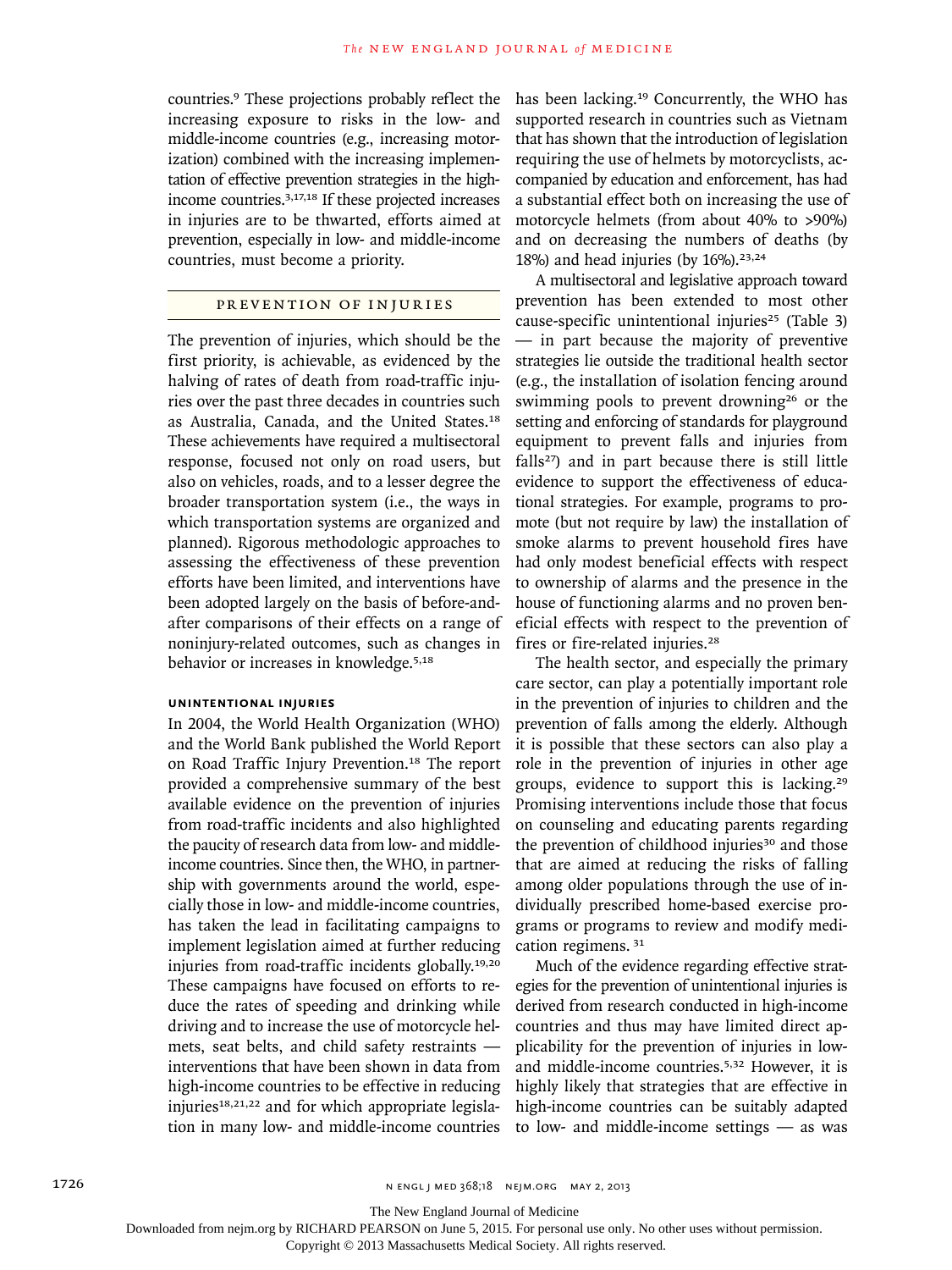countries.[9] These projections probably reflect the increasing exposure to risks in the low- and middle-income countries (e.g., increasing motorization) combined with the increasing implementation of effective prevention strategies in the high-income countries.[3,17,18] If these projected increases in injuries are to be thwarted, efforts aimed at prevention, especially in low- and middle-income countries, must become a priority.

## PREVENTION OF INJURIES

The prevention of injuries, which should be the first priority, is achievable, as evidenced by the halving of rates of death from road-traffic injuries over the past three decades in countries such as Australia, Canada, and the United States.[18] These achievements have required a multisectoral response, focused not only on road users, but also on vehicles, roads, and to a lesser degree the broader transportation system (i.e., the ways in which transportation systems are organized and planned). Rigorous methodologic approaches to assessing the effectiveness of these prevention efforts have been limited, and interventions have been adopted largely on the basis of before-and-after comparisons of their effects on a range of noninjury-related outcomes, such as changes in behavior or increases in knowledge.[5,18]

### UNINTENTIONAL INJURIES

In 2004, the World Health Organization (WHO) and the World Bank published the World Report on Road Traffic Injury Prevention.[18] The report provided a comprehensive summary of the best available evidence on the prevention of injuries from road-traffic incidents and also highlighted the paucity of research data from low- and middle-income countries. Since then, the WHO, in partnership with governments around the world, especially those in low- and middle-income countries, has taken the lead in facilitating campaigns to implement legislation aimed at further reducing injuries from road-traffic incidents globally.[19,20] These campaigns have focused on efforts to reduce the rates of speeding and drinking while driving and to increase the use of motorcycle helmets, seat belts, and child safety restraints — interventions that have been shown in data from high-income countries to be effective in reducing injuries[18,21,22] and for which appropriate legislation in many low- and middle-income countries has been lacking.[19] Concurrently, the WHO has supported research in countries such as Vietnam that has shown that the introduction of legislation requiring the use of helmets by motorcyclists, accompanied by education and enforcement, has had a substantial effect both on increasing the use of motorcycle helmets (from about 40% to >90%) and on decreasing the numbers of deaths (by 18%) and head injuries (by 16%).[23,24]

A multisectoral and legislative approach toward prevention has been extended to most other cause-specific unintentional injuries[25] (Table 3) — in part because the majority of preventive strategies lie outside the traditional health sector (e.g., the installation of isolation fencing around swimming pools to prevent drowning[26] or the setting and enforcing of standards for playground equipment to prevent falls and injuries from falls[27]) and in part because there is still little evidence to support the effectiveness of educational strategies. For example, programs to promote (but not require by law) the installation of smoke alarms to prevent household fires have had only modest beneficial effects with respect to ownership of alarms and the presence in the house of functioning alarms and no proven beneficial effects with respect to the prevention of fires or fire-related injuries.[28]

The health sector, and especially the primary care sector, can play a potentially important role in the prevention of injuries to children and the prevention of falls among the elderly. Although it is possible that these sectors can also play a role in the prevention of injuries in other age groups, evidence to support this is lacking.[29] Promising interventions include those that focus on counseling and educating parents regarding the prevention of childhood injuries[30] and those that are aimed at reducing the risks of falling among older populations through the use of individually prescribed home-based exercise programs or programs to review and modify medication regimens.[31]

Much of the evidence regarding effective strategies for the prevention of unintentional injuries is derived from research conducted in high-income countries and thus may have limited direct applicability for the prevention of injuries in low- and middle-income countries.[5,32] However, it is highly likely that strategies that are effective in high-income countries can be suitably adapted to low- and middle-income settings — as was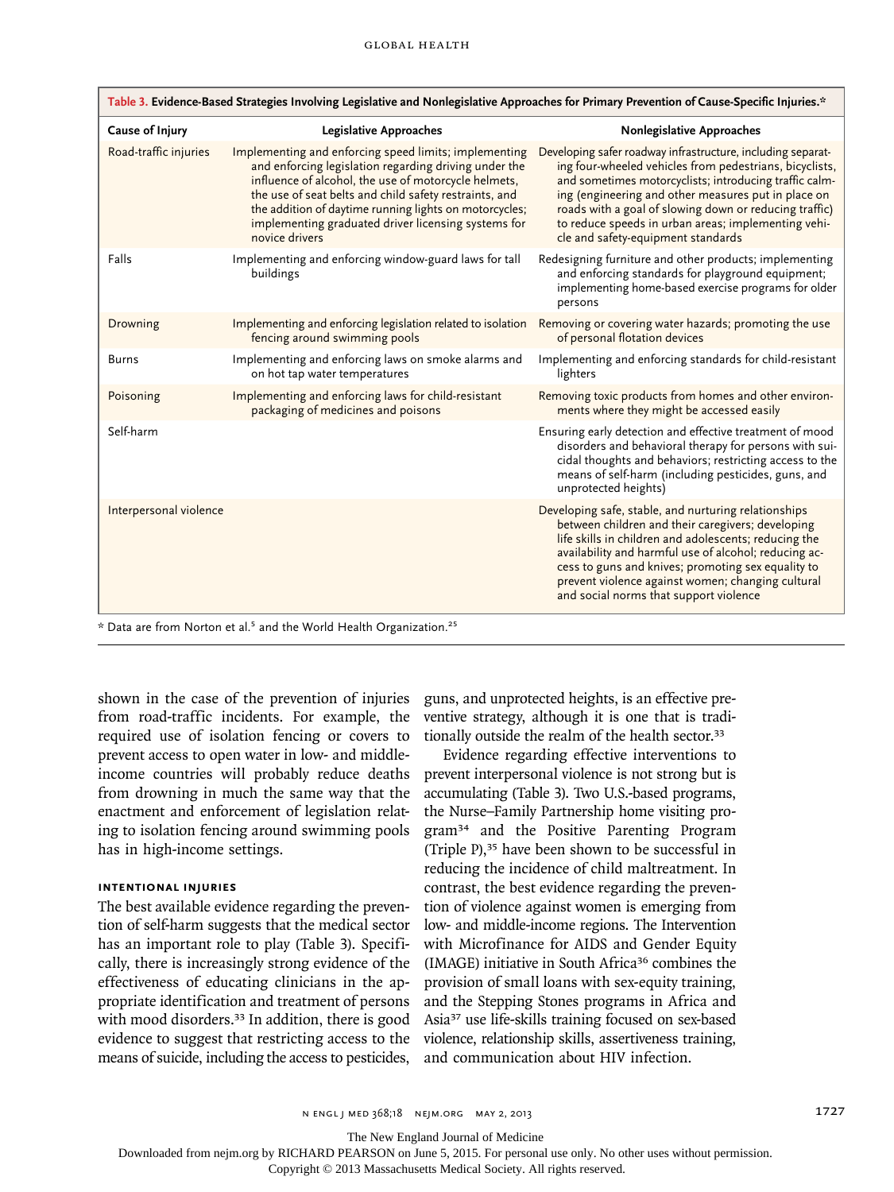**Table 3. Evidence-Based Strategies Involving Legislative and Nonlegislative Approaches for Primary Prevention of Cause-Specific Injuries.***

| Cause of Injury | Legislative Approaches | Nonlegislative Approaches |
|---|---|---|
| Road-traffic injuries | Implementing and enforcing speed limits; implementing and enforcing legislation regarding driving under the influence of alcohol, the use of motorcycle helmets, the use of seat belts and child safety restraints, and the addition of daytime running lights on motorcycles; implementing graduated driver licensing systems for novice drivers | Developing safer roadway infrastructure, including separating four-wheeled vehicles from pedestrians, bicyclists, and sometimes motorcyclists; introducing traffic calming (engineering and other measures put in place on roads with a goal of slowing down or reducing traffic) to reduce speeds in urban areas; implementing vehicle and safety-equipment standards |
| Falls | Implementing and enforcing window-guard laws for tall buildings | Redesigning furniture and other products; implementing and enforcing standards for playground equipment; implementing home-based exercise programs for older persons |
| Drowning | Implementing and enforcing legislation related to isolation fencing around swimming pools | Removing or covering water hazards; promoting the use of personal flotation devices |
| Burns | Implementing and enforcing laws on smoke alarms and on hot tap water temperatures | Implementing and enforcing standards for child-resistant lighters |
| Poisoning | Implementing and enforcing laws for child-resistant packaging of medicines and poisons | Removing toxic products from homes and other environments where they might be accessed easily |
| Self-harm | | Ensuring early detection and effective treatment of mood disorders and behavioral therapy for persons with suicidal thoughts and behaviors; restricting access to the means of self-harm (including pesticides, guns, and unprotected heights) |
| Interpersonal violence | | Developing safe, stable, and nurturing relationships between children and their caregivers; developing life skills in children and adolescents; reducing the availability and harmful use of alcohol; reducing access to guns and knives; promoting sex equality to prevent violence against women; changing cultural and social norms that support violence |

\* Data are from Norton et al.[5] and the World Health Organization.[25]

shown in the case of the prevention of injuries from road-traffic incidents. For example, the required use of isolation fencing or covers to prevent access to open water in low- and middle-income countries will probably reduce deaths from drowning in much the same way that the enactment and enforcement of legislation relating to isolation fencing around swimming pools has in high-income settings.

### INTENTIONAL INJURIES

The best available evidence regarding the prevention of self-harm suggests that the medical sector has an important role to play (Table 3). Specifically, there is increasingly strong evidence of the effectiveness of educating clinicians in the appropriate identification and treatment of persons with mood disorders.[33] In addition, there is good evidence to suggest that restricting access to the means of suicide, including the access to pesticides, guns, and unprotected heights, is an effective preventive strategy, although it is one that is traditionally outside the realm of the health sector.[33]

Evidence regarding effective interventions to prevent interpersonal violence is not strong but is accumulating (Table 3). Two U.S.-based programs, the Nurse–Family Partnership home visiting program[34] and the Positive Parenting Program (Triple P),[35] have been shown to be successful in reducing the incidence of child maltreatment. In contrast, the best evidence regarding the prevention of violence against women is emerging from low- and middle-income regions. The Intervention with Microfinance for AIDS and Gender Equity (IMAGE) initiative in South Africa[36] combines the provision of small loans with sex-equity training, and the Stepping Stones programs in Africa and Asia[37] use life-skills training focused on sex-based violence, relationship skills, assertiveness training, and communication about HIV infection.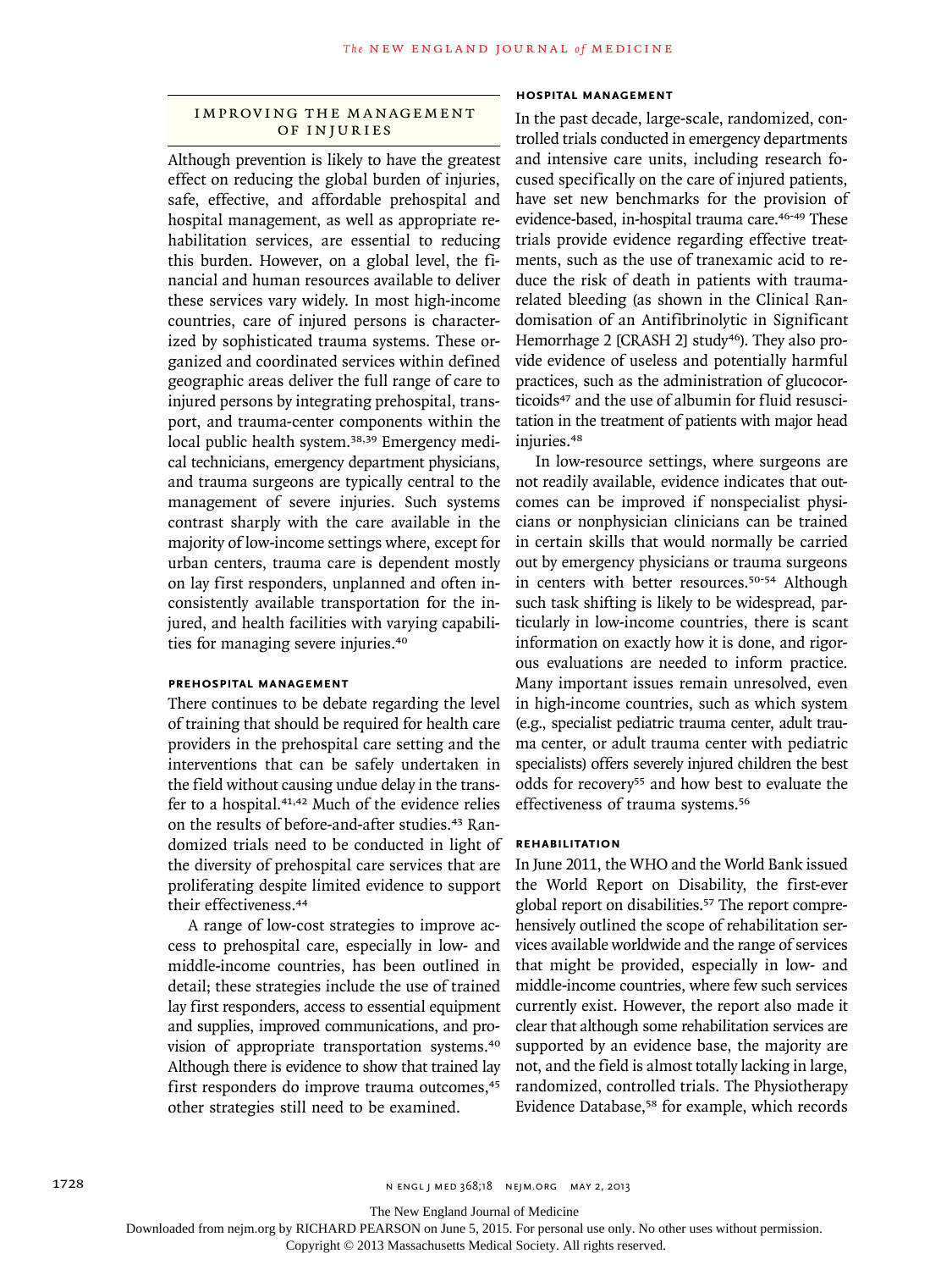## Improving the Management of Injuries

Although prevention is likely to have the greatest effect on reducing the global burden of injuries, safe, effective, and affordable prehospital and hospital management, as well as appropriate rehabilitation services, are essential to reducing this burden. However, on a global level, the financial and human resources available to deliver these services vary widely. In most high-income countries, care of injured persons is characterized by sophisticated trauma systems. These organized and coordinated services within defined geographic areas deliver the full range of care to injured persons by integrating prehospital, transport, and trauma-center components within the local public health system.[38,39] Emergency medical technicians, emergency department physicians, and trauma surgeons are typically central to the management of severe injuries. Such systems contrast sharply with the care available in the majority of low-income settings where, except for urban centers, trauma care is dependent mostly on lay first responders, unplanned and often inconsistently available transportation for the injured, and health facilities with varying capabilities for managing severe injuries.[40]

### Prehospital Management

There continues to be debate regarding the level of training that should be required for health care providers in the prehospital care setting and the interventions that can be safely undertaken in the field without causing undue delay in the transfer to a hospital.[41,42] Much of the evidence relies on the results of before-and-after studies.[43] Randomized trials need to be conducted in light of the diversity of prehospital care services that are proliferating despite limited evidence to support their effectiveness.[44]

A range of low-cost strategies to improve access to prehospital care, especially in low- and middle-income countries, has been outlined in detail; these strategies include the use of trained lay first responders, access to essential equipment and supplies, improved communications, and provision of appropriate transportation systems.[40] Although there is evidence to show that trained lay first responders do improve trauma outcomes,[45] other strategies still need to be examined.

### Hospital Management

In the past decade, large-scale, randomized, controlled trials conducted in emergency departments and intensive care units, including research focused specifically on the care of injured patients, have set new benchmarks for the provision of evidence-based, in-hospital trauma care.[46-49] These trials provide evidence regarding effective treatments, such as the use of tranexamic acid to reduce the risk of death in patients with trauma-related bleeding (as shown in the Clinical Randomisation of an Antifibrinolytic in Significant Hemorrhage 2 [CRASH 2] study[46]). They also provide evidence of useless and potentially harmful practices, such as the administration of glucocorticoids[47] and the use of albumin for fluid resuscitation in the treatment of patients with major head injuries.[48]

In low-resource settings, where surgeons are not readily available, evidence indicates that outcomes can be improved if nonspecialist physicians or nonphysician clinicians can be trained in certain skills that would normally be carried out by emergency physicians or trauma surgeons in centers with better resources.[50-54] Although such task shifting is likely to be widespread, particularly in low-income countries, there is scant information on exactly how it is done, and rigorous evaluations are needed to inform practice. Many important issues remain unresolved, even in high-income countries, such as which system (e.g., specialist pediatric trauma center, adult trauma center, or adult trauma center with pediatric specialists) offers severely injured children the best odds for recovery[55] and how best to evaluate the effectiveness of trauma systems.[56]

### Rehabilitation

In June 2011, the WHO and the World Bank issued the World Report on Disability, the first-ever global report on disabilities.[57] The report comprehensively outlined the scope of rehabilitation services available worldwide and the range of services that might be provided, especially in low- and middle-income countries, where few such services currently exist. However, the report also made it clear that although some rehabilitation services are supported by an evidence base, the majority are not, and the field is almost totally lacking in large, randomized, controlled trials. The Physiotherapy Evidence Database,[58] for example, which records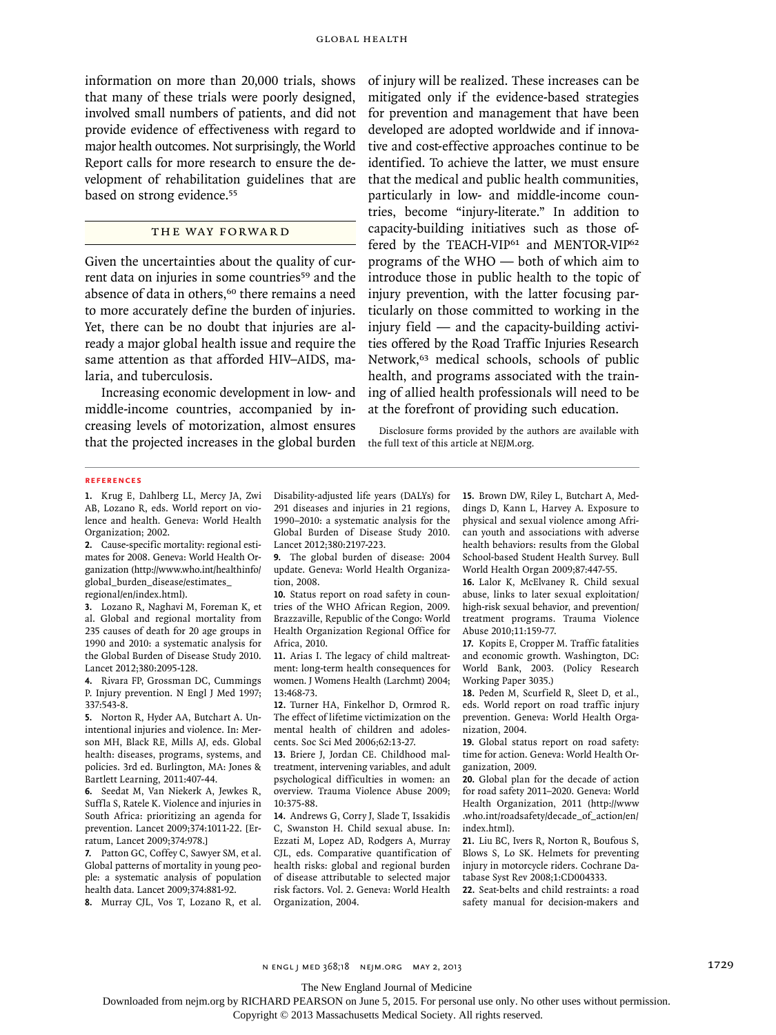information on more than 20,000 trials, shows that many of these trials were poorly designed, involved small numbers of patients, and did not provide evidence of effectiveness with regard to major health outcomes. Not surprisingly, the World Report calls for more research to ensure the development of rehabilitation guidelines that are based on strong evidence.[55]

## THE WAY FORWARD

Given the uncertainties about the quality of current data on injuries in some countries[59] and the absence of data in others,[60] there remains a need to more accurately define the burden of injuries. Yet, there can be no doubt that injuries are already a major global health issue and require the same attention as that afforded HIV–AIDS, malaria, and tuberculosis.

Increasing economic development in low- and middle-income countries, accompanied by increasing levels of motorization, almost ensures that the projected increases in the global burden of injury will be realized. These increases can be mitigated only if the evidence-based strategies for prevention and management that have been developed are adopted worldwide and if innovative and cost-effective approaches continue to be identified. To achieve the latter, we must ensure that the medical and public health communities, particularly in low- and middle-income countries, become "injury-literate." In addition to capacity-building initiatives such as those offered by the TEACH-VIP[61] and MENTOR-VIP[62] programs of the WHO — both of which aim to introduce those in public health to the topic of injury prevention, with the latter focusing particularly on those committed to working in the injury field — and the capacity-building activities offered by the Road Traffic Injuries Research Network,[63] medical schools, schools of public health, and programs associated with the training of allied health professionals will need to be at the forefront of providing such education.

Disclosure forms provided by the authors are available with the full text of this article at NEJM.org.

### REFERENCES

1. Krug E, Dahlberg LL, Mercy JA, Zwi AB, Lozano R, eds. World report on violence and health. Geneva: World Health Organization; 2002.
2. Cause-specific mortality: regional estimates for 2008. Geneva: World Health Organization (http://www.who.int/healthinfo/global_burden_disease/estimates_regional/en/index.html).
3. Lozano R, Naghavi M, Foreman K, et al. Global and regional mortality from 235 causes of death for 20 age groups in 1990 and 2010: a systematic analysis for the Global Burden of Disease Study 2010. Lancet 2012;380:2095-128.
4. Rivara FP, Grossman DC, Cummings P. Injury prevention. N Engl J Med 1997; 337:543-8.
5. Norton R, Hyder AA, Butchart A. Unintentional injuries and violence. In: Merson MH, Black RE, Mills AJ, eds. Global health: diseases, programs, systems, and policies. 3rd ed. Burlington, MA: Jones & Bartlett Learning, 2011:407-44.
6. Seedat M, Van Niekerk A, Jewkes R, Suffla S, Ratele K. Violence and injuries in South Africa: prioritizing an agenda for prevention. Lancet 2009;374:1011-22. [Erratum, Lancet 2009;374:978.]
7. Patton GC, Coffey C, Sawyer SM, et al. Global patterns of mortality in young people: a systematic analysis of population health data. Lancet 2009;374:881-92.
8. Murray CJL, Vos T, Lozano R, et al. Disability-adjusted life years (DALYs) for 291 diseases and injuries in 21 regions, 1990–2010: a systematic analysis for the Global Burden of Disease Study 2010. Lancet 2012;380:2197-223.
9. The global burden of disease: 2004 update. Geneva: World Health Organization, 2008.
10. Status report on road safety in countries of the WHO African Region, 2009. Brazzaville, Republic of the Congo: World Health Organization Regional Office for Africa, 2010.
11. Arias I. The legacy of child maltreatment: long-term health consequences for women. J Womens Health (Larchmt) 2004; 13:468-73.
12. Turner HA, Finkelhor D, Ormrod R. The effect of lifetime victimization on the mental health of children and adolescents. Soc Sci Med 2006;62:13-27.
13. Briere J, Jordan CE. Childhood maltreatment, intervening variables, and adult psychological difficulties in women: an overview. Trauma Violence Abuse 2009; 10:375-88.
14. Andrews G, Corry J, Slade T, Issakidis C, Swanston H. Child sexual abuse. In: Ezzati M, Lopez AD, Rodgers A, Murray CJL, eds. Comparative quantification of health risks: global and regional burden of disease attributable to selected major risk factors. Vol. 2. Geneva: World Health Organization, 2004.
15. Brown DW, Riley L, Butchart A, Meddings D, Kann L, Harvey A. Exposure to physical and sexual violence among African youth and associations with adverse health behaviors: results from the Global School-based Student Health Survey. Bull World Health Organ 2009;87:447-55.
16. Lalor K, McElvaney R. Child sexual abuse, links to later sexual exploitation/high-risk sexual behavior, and prevention/treatment programs. Trauma Violence Abuse 2010;11:159-77.
17. Kopits E, Cropper M. Traffic fatalities and economic growth. Washington, DC: World Bank, 2003. (Policy Research Working Paper 3035.)
18. Peden M, Scurfield R, Sleet D, et al., eds. World report on road traffic injury prevention. Geneva: World Health Organization, 2004.
19. Global status report on road safety: time for action. Geneva: World Health Organization, 2009.
20. Global plan for the decade of action for road safety 2011–2020. Geneva: World Health Organization, 2011 (http://www.who.int/roadsafety/decade_of_action/en/index.html).
21. Liu BC, Ivers R, Norton R, Boufous S, Blows S, Lo SK. Helmets for preventing injury in motorcycle riders. Cochrane Database Syst Rev 2008;1:CD004333.
22. Seat-belts and child restraints: a road safety manual for decision-makers and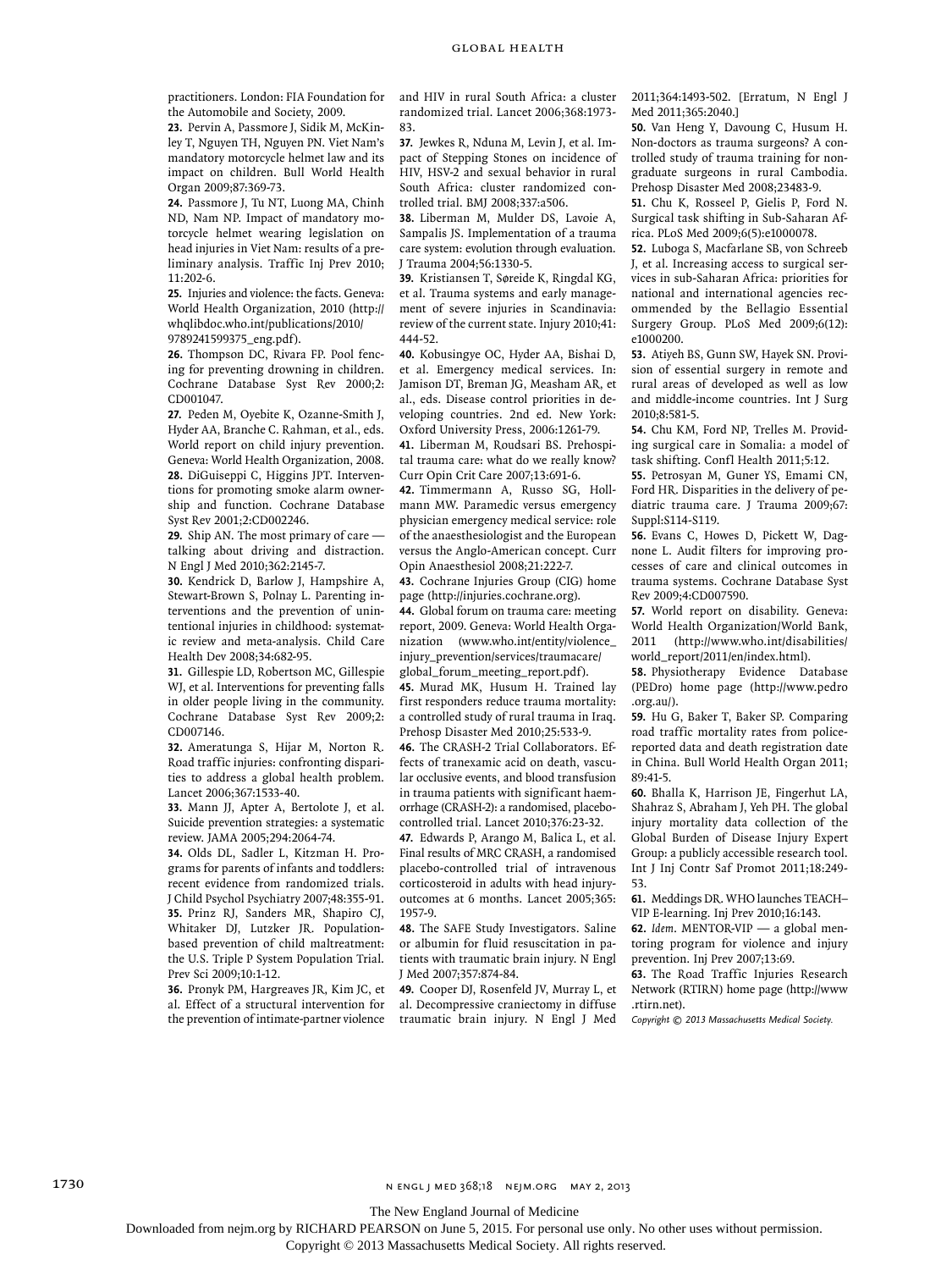practitioners. London: FIA Foundation for the Automobile and Society, 2009.

**23.** Pervin A, Passmore J, Sidik M, McKinley T, Nguyen TH, Nguyen PN. Viet Nam's mandatory motorcycle helmet law and its impact on children. Bull World Health Organ 2009;87:369-73.

**24.** Passmore J, Tu NT, Luong MA, Chinh ND, Nam NP. Impact of mandatory motorcycle helmet wearing legislation on head injuries in Viet Nam: results of a preliminary analysis. Traffic Inj Prev 2010; 11:202-6.

**25.** Injuries and violence: the facts. Geneva: World Health Organization, 2010 (http://whqlibdoc.who.int/publications/2010/9789241599375_eng.pdf).

**26.** Thompson DC, Rivara FP. Pool fencing for preventing drowning in children. Cochrane Database Syst Rev 2000;2: CD001047.

**27.** Peden M, Oyebite K, Ozanne-Smith J, Hyder AA, Branche C. Rahman, et al., eds. World report on child injury prevention. Geneva: World Health Organization, 2008.

**28.** DiGuiseppi C, Higgins JPT. Interventions for promoting smoke alarm ownership and function. Cochrane Database Syst Rev 2001;2:CD002246.

**29.** Ship AN. The most primary of care — talking about driving and distraction. N Engl J Med 2010;362:2145-7.

**30.** Kendrick D, Barlow J, Hampshire A, Stewart-Brown S, Polnay L. Parenting interventions and the prevention of unintentional injuries in childhood: systematic review and meta-analysis. Child Care Health Dev 2008;34:682-95.

**31.** Gillespie LD, Robertson MC, Gillespie WJ, et al. Interventions for preventing falls in older people living in the community. Cochrane Database Syst Rev 2009;2: CD007146.

**32.** Ameratunga S, Hijar M, Norton R. Road traffic injuries: confronting disparities to address a global health problem. Lancet 2006;367:1533-40.

**33.** Mann JJ, Apter A, Bertolote J, et al. Suicide prevention strategies: a systematic review. JAMA 2005;294:2064-74.

**34.** Olds DL, Sadler L, Kitzman H. Programs for parents of infants and toddlers: recent evidence from randomized trials. J Child Psychol Psychiatry 2007;48:355-91.

**35.** Prinz RJ, Sanders MR, Shapiro CJ, Whitaker DJ, Lutzker JR. Population-based prevention of child maltreatment: the U.S. Triple P System Population Trial. Prev Sci 2009;10:1-12.

**36.** Pronyk PM, Hargreaves JR, Kim JC, et al. Effect of a structural intervention for the prevention of intimate-partner violence and HIV in rural South Africa: a cluster randomized trial. Lancet 2006;368:1973-83.

**37.** Jewkes R, Nduna M, Levin J, et al. Impact of Stepping Stones on incidence of HIV, HSV-2 and sexual behavior in rural South Africa: cluster randomized controlled trial. BMJ 2008;337:a506.

**38.** Liberman M, Mulder DS, Lavoie A, Sampalis JS. Implementation of a trauma care system: evolution through evaluation. J Trauma 2004;56:1330-5.

**39.** Kristiansen T, Søreide K, Ringdal KG, et al. Trauma systems and early management of severe injuries in Scandinavia: review of the current state. Injury 2010;41: 444-52.

**40.** Kobusingye OC, Hyder AA, Bishai D, et al. Emergency medical services. In: Jamison DT, Breman JG, Measham AR, et al., eds. Disease control priorities in developing countries. 2nd ed. New York: Oxford University Press, 2006:1261-79.

**41.** Liberman M, Roudsari BS. Prehospital trauma care: what do we really know? Curr Opin Crit Care 2007;13:691-6.

**42.** Timmermann A, Russo SG, Hollmann MW. Paramedic versus emergency physician emergency medical service: role of the anaesthesiologist and the European versus the Anglo-American concept. Curr Opin Anaesthesiol 2008;21:222-7.

**43.** Cochrane Injuries Group (CIG) home page (http://injuries.cochrane.org).

**44.** Global forum on trauma care: meeting report, 2009. Geneva: World Health Organization (www.who.int/entity/violence_injury_prevention/services/traumacare/global_forum_meeting_report.pdf).

**45.** Murad MK, Husum H. Trained lay first responders reduce trauma mortality: a controlled study of rural trauma in Iraq. Prehosp Disaster Med 2010;25:533-9.

**46.** The CRASH-2 Trial Collaborators. Effects of tranexamic acid on death, vascular occlusive events, and blood transfusion in trauma patients with significant haemorrhage (CRASH-2): a randomised, placebo-controlled trial. Lancet 2010;376:23-32.

**47.** Edwards P, Arango M, Balica L, et al. Final results of MRC CRASH, a randomised placebo-controlled trial of intravenous corticosteroid in adults with head injury-outcomes at 6 months. Lancet 2005;365: 1957-9.

**48.** The SAFE Study Investigators. Saline or albumin for fluid resuscitation in patients with traumatic brain injury. N Engl J Med 2007;357:874-84.

**49.** Cooper DJ, Rosenfeld JV, Murray L, et al. Decompressive craniectomy in diffuse traumatic brain injury. N Engl J Med 2011;364:1493-502. [Erratum, N Engl J Med 2011;365:2040.]

**50.** Van Heng Y, Davoung C, Husum H. Non-doctors as trauma surgeons? A controlled study of trauma training for non-graduate surgeons in rural Cambodia. Prehosp Disaster Med 2008;23483-9.

**51.** Chu K, Rosseel P, Gielis P, Ford N. Surgical task shifting in Sub-Saharan Africa. PLoS Med 2009;6(5):e1000078.

**52.** Luboga S, Macfarlane SB, von Schreeb J, et al. Increasing access to surgical services in sub-Saharan Africa: priorities for national and international agencies recommended by the Bellagio Essential Surgery Group. PLoS Med 2009;6(12): e1000200.

**53.** Atiyeh BS, Gunn SW, Hayek SN. Provision of essential surgery in remote and rural areas of developed as well as low and middle-income countries. Int J Surg 2010;8:581-5.

**54.** Chu KM, Ford NP, Trelles M. Providing surgical care in Somalia: a model of task shifting. Confl Health 2011;5:12.

**55.** Petrosyan M, Guner YS, Emami CN, Ford HR. Disparities in the delivery of pediatric trauma care. J Trauma 2009;67: Suppl:S114-S119.

**56.** Evans C, Howes D, Pickett W, Dagnone L. Audit filters for improving processes of care and clinical outcomes in trauma systems. Cochrane Database Syst Rev 2009;4:CD007590.

**57.** World report on disability. Geneva: World Health Organization/World Bank, 2011 (http://www.who.int/disabilities/world_report/2011/en/index.html).

**58.** Physiotherapy Evidence Database (PEDro) home page (http://www.pedro.org.au/).

**59.** Hu G, Baker T, Baker SP. Comparing road traffic mortality rates from police-reported data and death registration date in China. Bull World Health Organ 2011; 89:41-5.

**60.** Bhalla K, Harrison JE, Fingerhut LA, Shahraz S, Abraham J, Yeh PH. The global injury mortality data collection of the Global Burden of Disease Injury Expert Group: a publicly accessible research tool. Int J Inj Contr Saf Promot 2011;18:249-53.

**61.** Meddings DR. WHO launches TEACH–VIP E-learning. Inj Prev 2010;16:143.

**62.** *Idem*. MENTOR-VIP — a global mentoring program for violence and injury prevention. Inj Prev 2007;13:69.

**63.** The Road Traffic Injuries Research Network (RTIRN) home page (http://www.rtirn.net).

*Copyright © 2013 Massachusetts Medical Society.*